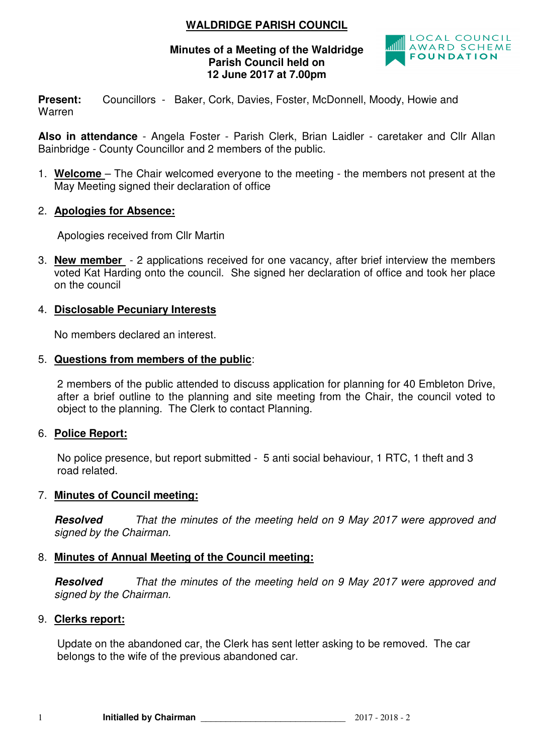# WALDRIDGE PARISH COUNCIL

**Minutes of a Meeting of the Waldridge Parish Council held on 12 June 2017 at 7.00pm**

LOCAL COUNCIL AWARD SCHEME FOUNDATION

**Present:** Councillors - Baker, Cork, Davies, Foster, McDonnell, Moody, Howie and Warren

**Also in attendance** - Angela Foster - Parish Clerk, Brian Laidler - caretaker and Cllr Allan Bainbridge - County Councillor and 2 members of the public.

1. **Welcome** – The Chair welcomed everyone to the meeting - the members not present at the May Meeting signed their declaration of office

2. **Apologies for Absence:**

   Apologies received from Cllr Martin

3. **New member** - 2 applications received for one vacancy, after brief interview the members voted Kat Harding onto the council. She signed her declaration of office and took her place on the council

4. **Disclosable Pecuniary Interests**

   No members declared an interest.

5. **Questions from members of the public**:

   2 members of the public attended to discuss application for planning for 40 Embleton Drive, after a brief outline to the planning and site meeting from the Chair, the council voted to object to the planning. The Clerk to contact Planning.

6. **Police Report:**

   No police presence, but report submitted - 5 anti social behaviour, 1 RTC, 1 theft and 3 road related.

7. **Minutes of Council meeting:**

   ***Resolved*** *That the minutes of the meeting held on 9 May 2017 were approved and signed by the Chairman.*

8. **Minutes of Annual Meeting of the Council meeting:**

   ***Resolved*** *That the minutes of the meeting held on 9 May 2017 were approved and signed by the Chairman.*

9. **Clerks report:**

   Update on the abandoned car, the Clerk has sent letter asking to be removed. The car belongs to the wife of the previous abandoned car.

**Initialled by Chairman** ______________________________ 2017 - 2018 - 2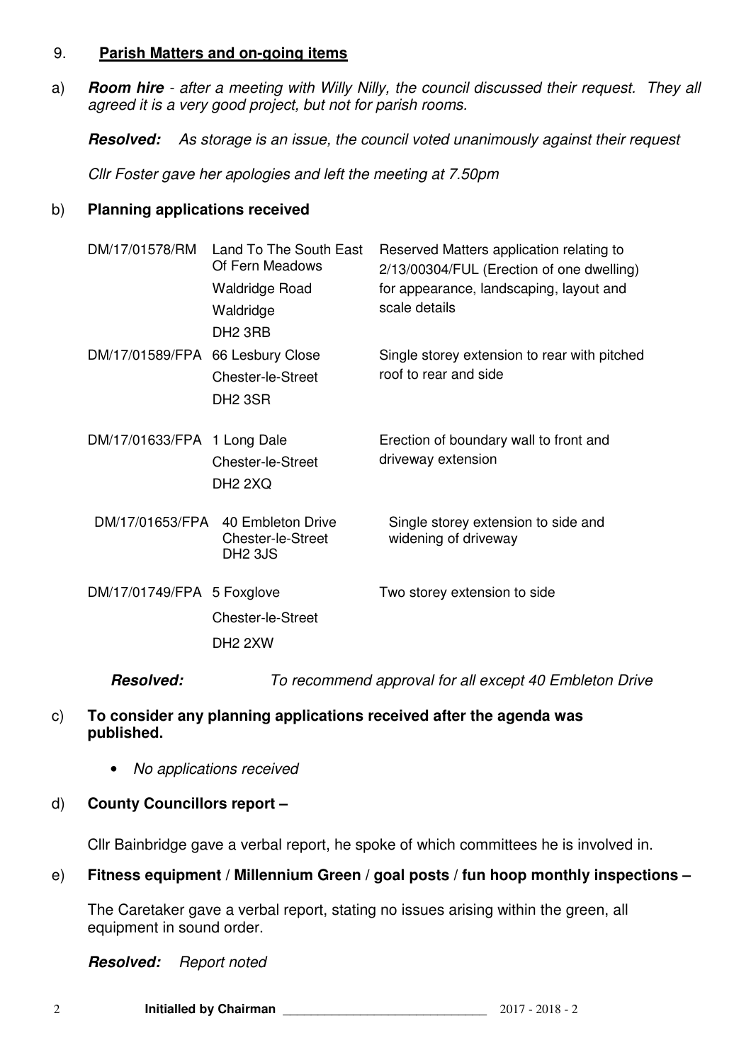9. **Parish Matters and on-going items**

a) ***Room hire*** *- after a meeting with Willy Nilly, the council discussed their request. They all agreed it is a very good project, but not for parish rooms.*

***Resolved:*** *As storage is an issue, the council voted unanimously against their request*

*Cllr Foster gave her apologies and left the meeting at 7.50pm*

b) **Planning applications received**

| | | |
|---|---|---|
| DM/17/01578/RM | Land To The South East Of Fern Meadows<br>Waldridge Road<br>Waldridge<br>DH2 3RB | Reserved Matters application relating to 2/13/00304/FUL (Erection of one dwelling) for appearance, landscaping, layout and scale details |
| DM/17/01589/FPA | 66 Lesbury Close<br>Chester-le-Street<br>DH2 3SR | Single storey extension to rear with pitched roof to rear and side |
| DM/17/01633/FPA | 1 Long Dale<br>Chester-le-Street<br>DH2 2XQ | Erection of boundary wall to front and driveway extension |
| DM/17/01653/FPA | 40 Embleton Drive<br>Chester-le-Street<br>DH2 3JS | Single storey extension to side and widening of driveway |
| DM/17/01749/FPA | 5 Foxglove<br>Chester-le-Street<br>DH2 2XW | Two storey extension to side |

***Resolved:*** *To recommend approval for all except 40 Embleton Drive*

c) **To consider any planning applications received after the agenda was published.**

- *No applications received*

d) **County Councillors report –**

Cllr Bainbridge gave a verbal report, he spoke of which committees he is involved in.

e) **Fitness equipment / Millennium Green / goal posts / fun hoop monthly inspections –**

The Caretaker gave a verbal report, stating no issues arising within the green, all equipment in sound order.

***Resolved:*** *Report noted*

**Initialled by Chairman** ______________________________ 2017 - 2018 - 2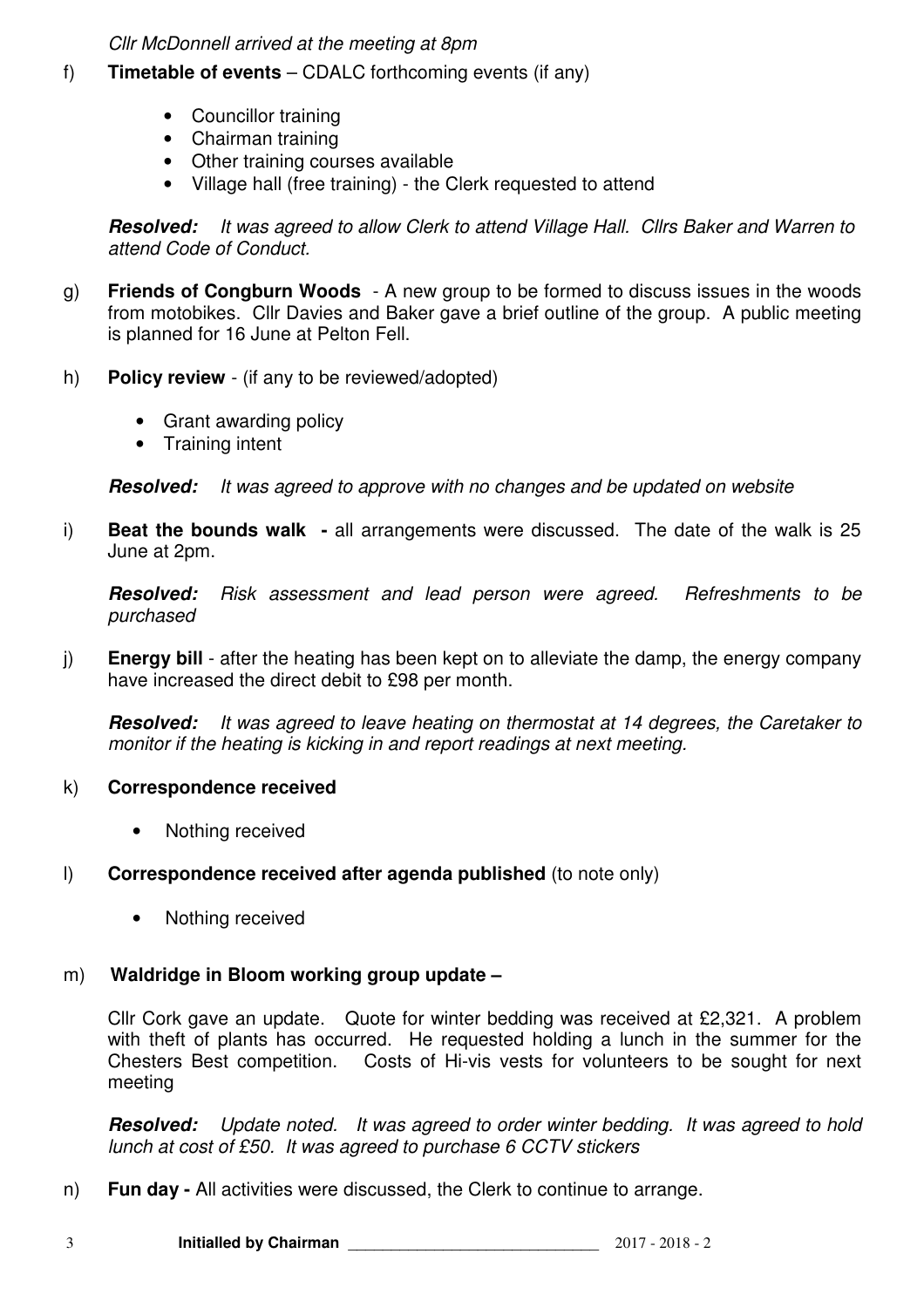*Cllr McDonnell arrived at the meeting at 8pm*

f) **Timetable of events** – CDALC forthcoming events (if any)

- Councillor training
- Chairman training
- Other training courses available
- Village hall (free training) - the Clerk requested to attend

***Resolved:*** *It was agreed to allow Clerk to attend Village Hall. Cllrs Baker and Warren to attend Code of Conduct.*

g) **Friends of Congburn Woods** - A new group to be formed to discuss issues in the woods from motobikes. Cllr Davies and Baker gave a brief outline of the group. A public meeting is planned for 16 June at Pelton Fell.

h) **Policy review** - (if any to be reviewed/adopted)

- Grant awarding policy
- Training intent

***Resolved:*** *It was agreed to approve with no changes and be updated on website*

i) **Beat the bounds walk -** all arrangements were discussed. The date of the walk is 25 June at 2pm.

***Resolved:*** *Risk assessment and lead person were agreed. Refreshments to be purchased*

j) **Energy bill** - after the heating has been kept on to alleviate the damp, the energy company have increased the direct debit to £98 per month.

***Resolved:*** *It was agreed to leave heating on thermostat at 14 degrees, the Caretaker to monitor if the heating is kicking in and report readings at next meeting.*

k) **Correspondence received**

- Nothing received

l) **Correspondence received after agenda published** (to note only)

- Nothing received

m) **Waldridge in Bloom working group update –**

Cllr Cork gave an update. Quote for winter bedding was received at £2,321. A problem with theft of plants has occurred. He requested holding a lunch in the summer for the Chesters Best competition. Costs of Hi-vis vests for volunteers to be sought for next meeting

***Resolved:*** *Update noted. It was agreed to order winter bedding. It was agreed to hold lunch at cost of £50. It was agreed to purchase 6 CCTV stickers*

n) **Fun day -** All activities were discussed, the Clerk to continue to arrange.

**Initialled by Chairman** ____________________________ 2017 - 2018 - 2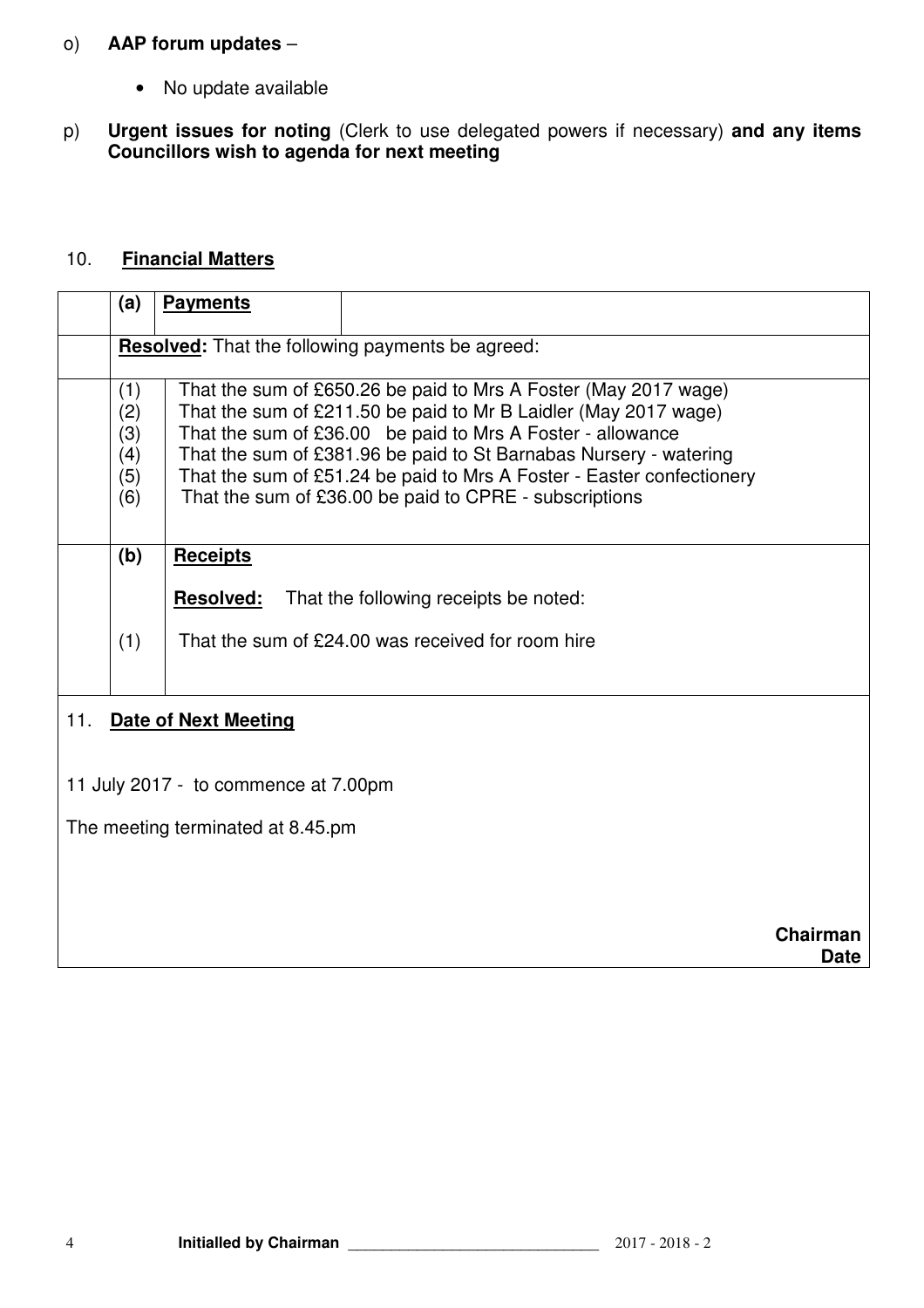o) **AAP forum updates** –

- No update available

p) **Urgent issues for noting** (Clerk to use delegated powers if necessary) **and any items Councillors wish to agenda for next meeting**

10. **Financial Matters**

| | | |
|---|---|---|
| | **(a)** | **Payments** |
| | | **Resolved:** That the following payments be agreed: |
| | (1) | That the sum of £650.26 be paid to Mrs A Foster (May 2017 wage) |
| | (2) | That the sum of £211.50 be paid to Mr B Laidler (May 2017 wage) |
| | (3) | That the sum of £36.00 be paid to Mrs A Foster - allowance |
| | (4) | That the sum of £381.96 be paid to St Barnabas Nursery - watering |
| | (5) | That the sum of £51.24 be paid to Mrs A Foster - Easter confectionery |
| | (6) | That the sum of £36.00 be paid to CPRE - subscriptions |
| | **(b)** | **Receipts** |
| | | **Resolved:** That the following receipts be noted: |
| | (1) | That the sum of £24.00 was received for room hire |

11. **Date of Next Meeting**

11 July 2017 - to commence at 7.00pm

The meeting terminated at 8.45.pm

**Chairman**
**Date**

**Initialled by Chairman** ______________________________ 2017 - 2018 - 2